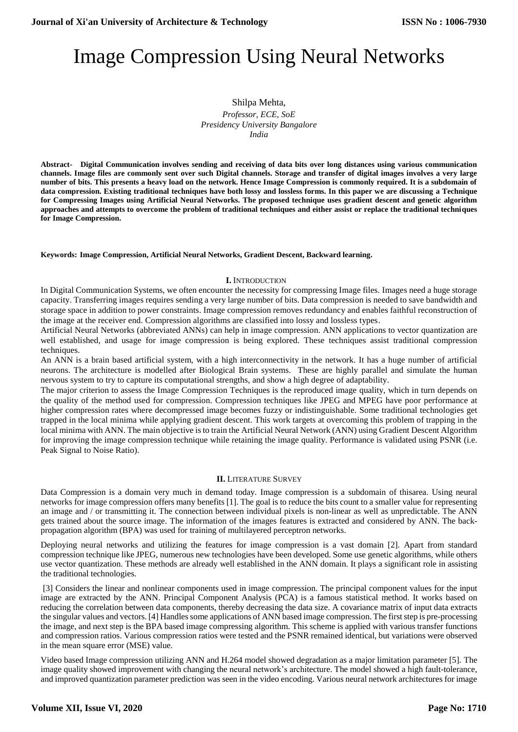# Image Compression Using Neural Networks

Shilpa Mehta,

*Professor, ECE, SoE*
*Presidency University Bangalore*
*India*

**Abstract- Digital Communication involves sending and receiving of data bits over long distances using various communication channels. Image files are commonly sent over such Digital channels. Storage and transfer of digital images involves a very large number of bits. This presents a heavy load on the network. Hence Image Compression is commonly required. It is a subdomain of data compression. Existing traditional techniques have both lossy and lossless forms. In this paper we are discussing a Technique for Compressing Images using Artificial Neural Networks. The proposed technique uses gradient descent and genetic algorithm approaches and attempts to overcome the problem of traditional techniques and either assist or replace the traditional techniques for Image Compression.**

**Keywords: Image Compression, Artificial Neural Networks, Gradient Descent, Backward learning.**

## I. INTRODUCTION

In Digital Communication Systems, we often encounter the necessity for compressing Image files. Images need a huge storage capacity. Transferring images requires sending a very large number of bits. Data compression is needed to save bandwidth and storage space in addition to power constraints. Image compression removes redundancy and enables faithful reconstruction of the image at the receiver end. Compression algorithms are classified into lossy and lossless types.

Artificial Neural Networks (abbreviated ANNs) can help in image compression. ANN applications to vector quantization are well established, and usage for image compression is being explored. These techniques assist traditional compression techniques.

An ANN is a brain based artificial system, with a high interconnectivity in the network. It has a huge number of artificial neurons. The architecture is modelled after Biological Brain systems. These are highly parallel and simulate the human nervous system to try to capture its computational strengths, and show a high degree of adaptability.

The major criterion to assess the Image Compression Techniques is the reproduced image quality, which in turn depends on the quality of the method used for compression. Compression techniques like JPEG and MPEG have poor performance at higher compression rates where decompressed image becomes fuzzy or indistinguishable. Some traditional technologies get trapped in the local minima while applying gradient descent. This work targets at overcoming this problem of trapping in the local minima with ANN. The main objective is to train the Artificial Neural Network (ANN) using Gradient Descent Algorithm for improving the image compression technique while retaining the image quality. Performance is validated using PSNR (i.e. Peak Signal to Noise Ratio).

## II. LITERATURE SURVEY

Data Compression is a domain very much in demand today. Image compression is a subdomain of thisarea. Using neural networks for image compression offers many benefits [1]. The goal is to reduce the bits count to a smaller value for representing an image and / or transmitting it. The connection between individual pixels is non-linear as well as unpredictable. The ANN gets trained about the source image. The information of the images features is extracted and considered by ANN. The back-propagation algorithm (BPA) was used for training of multilayered perceptron networks.

Deploying neural networks and utilizing the features for image compression is a vast domain [2]. Apart from standard compression technique like JPEG, numerous new technologies have been developed. Some use genetic algorithms, while others use vector quantization. These methods are already well established in the ANN domain. It plays a significant role in assisting the traditional technologies.

[3] Considers the linear and nonlinear components used in image compression. The principal component values for the input image are extracted by the ANN. Principal Component Analysis (PCA) is a famous statistical method. It works based on reducing the correlation between data components, thereby decreasing the data size. A covariance matrix of input data extracts the singular values and vectors. [4] Handles some applications of ANN based image compression. The first step is pre-processing the image, and next step is the BPA based image compressing algorithm. This scheme is applied with various transfer functions and compression ratios. Various compression ratios were tested and the PSNR remained identical, but variations were observed in the mean square error (MSE) value.

Video based Image compression utilizing ANN and H.264 model showed degradation as a major limitation parameter [5]. The image quality showed improvement with changing the neural network's architecture. The model showed a high fault-tolerance, and improved quantization parameter prediction was seen in the video encoding. Various neural network architectures for image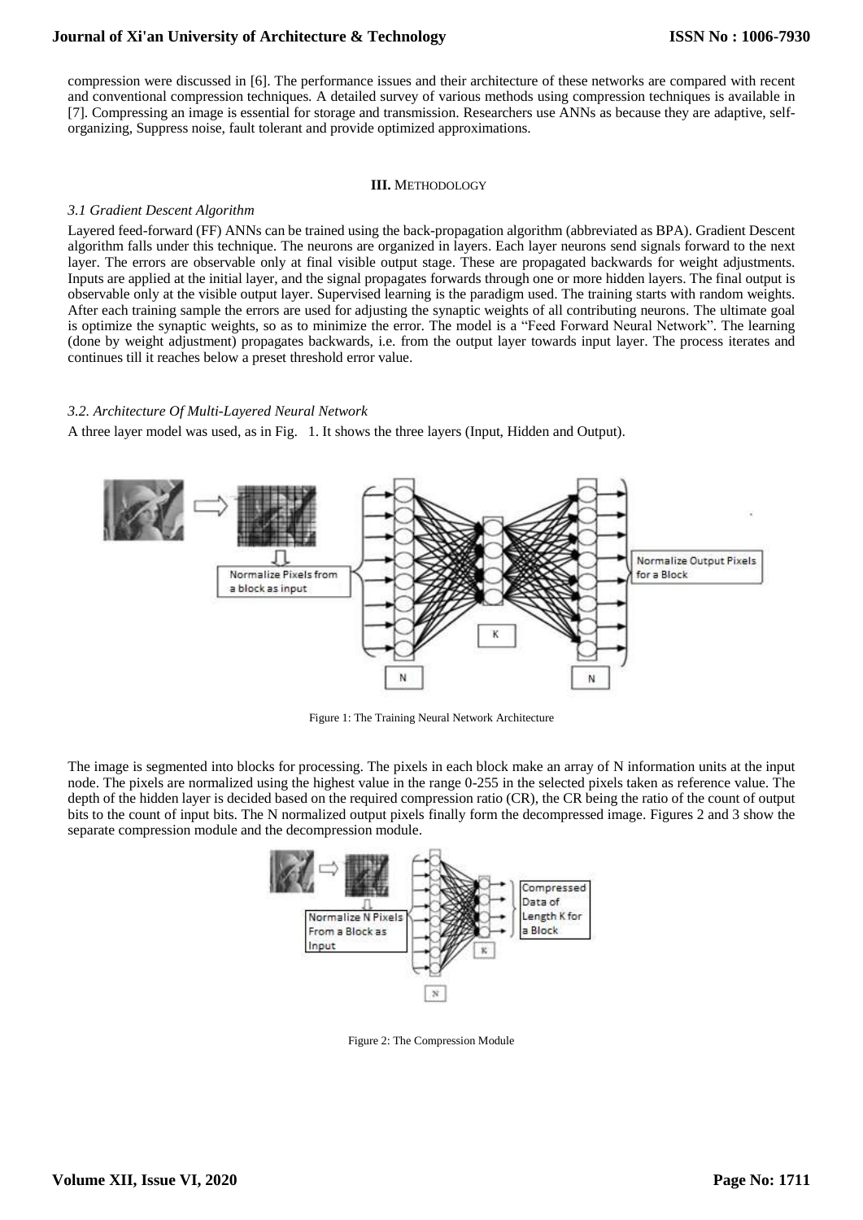compression were discussed in [6]. The performance issues and their architecture of these networks are compared with recent and conventional compression techniques. A detailed survey of various methods using compression techniques is available in [7]. Compressing an image is essential for storage and transmission. Researchers use ANNs as because they are adaptive, self-organizing, Suppress noise, fault tolerant and provide optimized approximations.

## III. METHODOLOGY

### *3.1 Gradient Descent Algorithm*

Layered feed-forward (FF) ANNs can be trained using the back-propagation algorithm (abbreviated as BPA). Gradient Descent algorithm falls under this technique. The neurons are organized in layers. Each layer neurons send signals forward to the next layer. The errors are observable only at final visible output stage. These are propagated backwards for weight adjustments. Inputs are applied at the initial layer, and the signal propagates forwards through one or more hidden layers. The final output is observable only at the visible output layer. Supervised learning is the paradigm used. The training starts with random weights. After each training sample the errors are used for adjusting the synaptic weights of all contributing neurons. The ultimate goal is optimize the synaptic weights, so as to minimize the error. The model is a "Feed Forward Neural Network". The learning (done by weight adjustment) propagates backwards, i.e. from the output layer towards input layer. The process iterates and continues till it reaches below a preset threshold error value.

### *3.2. Architecture Of Multi-Layered Neural Network*

A three layer model was used, as in Fig. 1. It shows the three layers (Input, Hidden and Output).

Figure 1: The Training Neural Network Architecture

The image is segmented into blocks for processing. The pixels in each block make an array of N information units at the input node. The pixels are normalized using the highest value in the range 0-255 in the selected pixels taken as reference value. The depth of the hidden layer is decided based on the required compression ratio (CR), the CR being the ratio of the count of output bits to the count of input bits. The N normalized output pixels finally form the decompressed image. Figures 2 and 3 show the separate compression module and the decompression module.

Figure 2: The Compression Module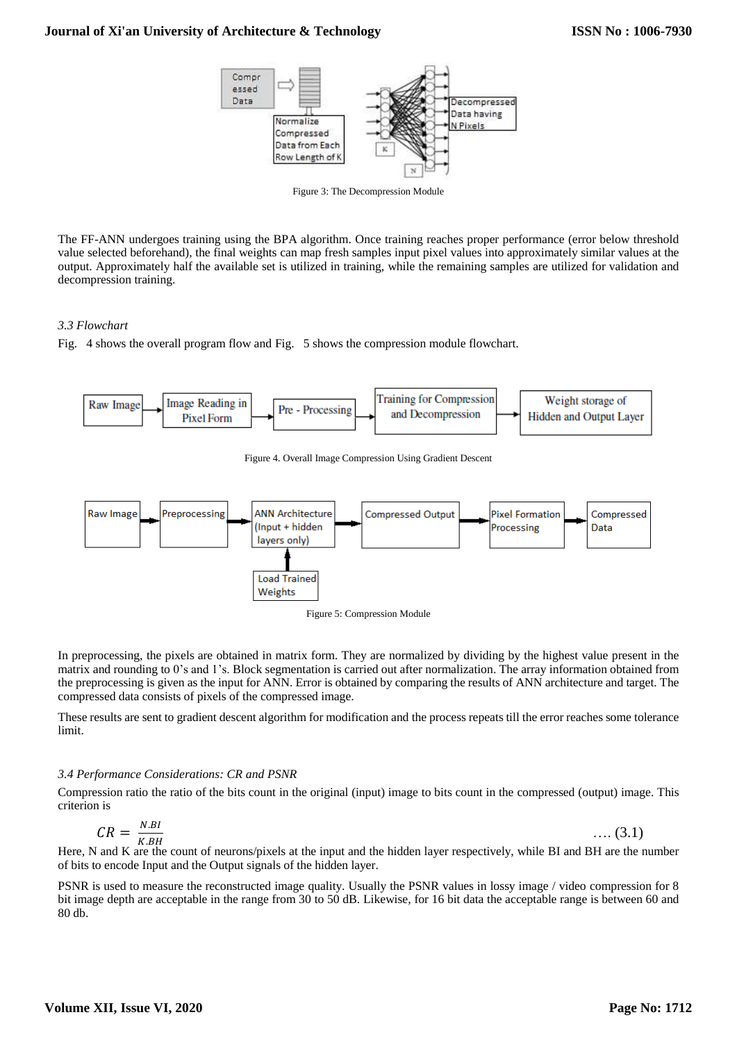Figure 3: The Decompression Module

The FF-ANN undergoes training using the BPA algorithm. Once training reaches proper performance (error below threshold value selected beforehand), the final weights can map fresh samples input pixel values into approximately similar values at the output. Approximately half the available set is utilized in training, while the remaining samples are utilized for validation and decompression training.

### *3.3 Flowchart*

Fig. 4 shows the overall program flow and Fig. 5 shows the compression module flowchart.

Figure 4. Overall Image Compression Using Gradient Descent

Figure 5: Compression Module

In preprocessing, the pixels are obtained in matrix form. They are normalized by dividing by the highest value present in the matrix and rounding to 0's and 1's. Block segmentation is carried out after normalization. The array information obtained from the preprocessing is given as the input for ANN. Error is obtained by comparing the results of ANN architecture and target. The compressed data consists of pixels of the compressed image.

These results are sent to gradient descent algorithm for modification and the process repeats till the error reaches some tolerance limit.

### *3.4 Performance Considerations: CR and PSNR*

Compression ratio the ratio of the bits count in the original (input) image to bits count in the compressed (output) image. This criterion is

$$CR = \frac{N.BI}{K.BH} \quad \text{.... (3.1)}$$

Here, N and K are the count of neurons/pixels at the input and the hidden layer respectively, while BI and BH are the number of bits to encode Input and the Output signals of the hidden layer.

PSNR is used to measure the reconstructed image quality. Usually the PSNR values in lossy image / video compression for 8 bit image depth are acceptable in the range from 30 to 50 dB. Likewise, for 16 bit data the acceptable range is between 60 and 80 db.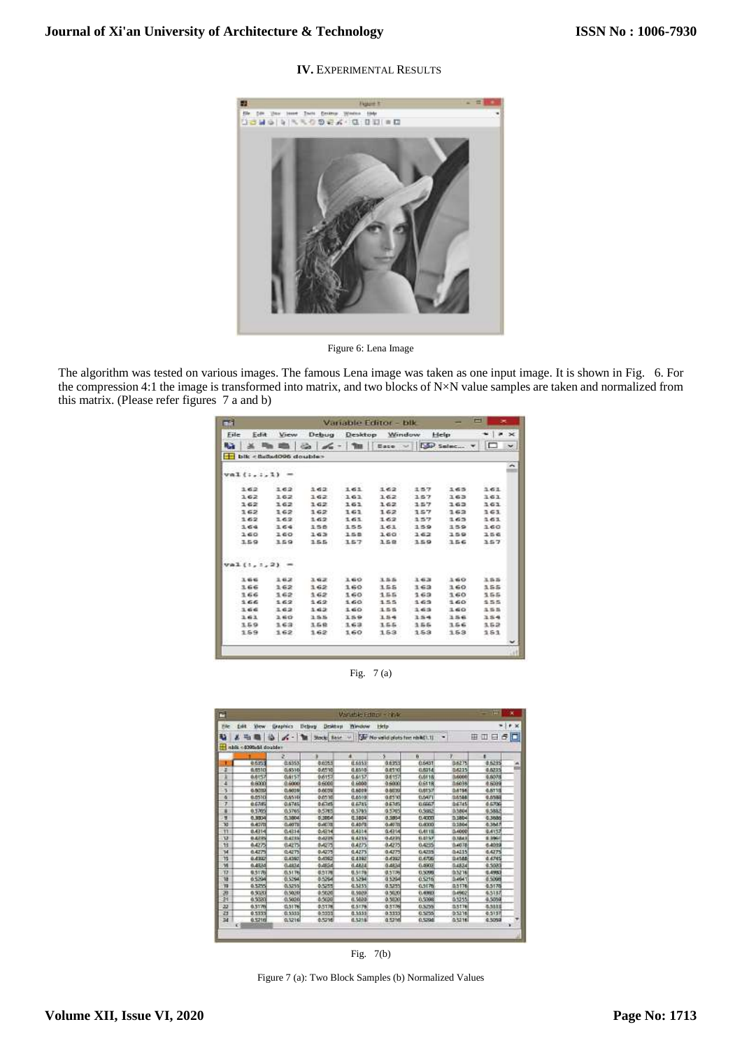## IV. Experimental Results

Figure 6: Lena Image

The algorithm was tested on various images. The famous Lena image was taken as one input image. It is shown in Fig. 6. For the compression 4:1 the image is transformed into matrix, and two blocks of N×N value samples are taken and normalized from this matrix. (Please refer figures 7 a and b)

Fig. 7 (a)

Fig. 7(b)

Figure 7 (a): Two Block Samples (b) Normalized Values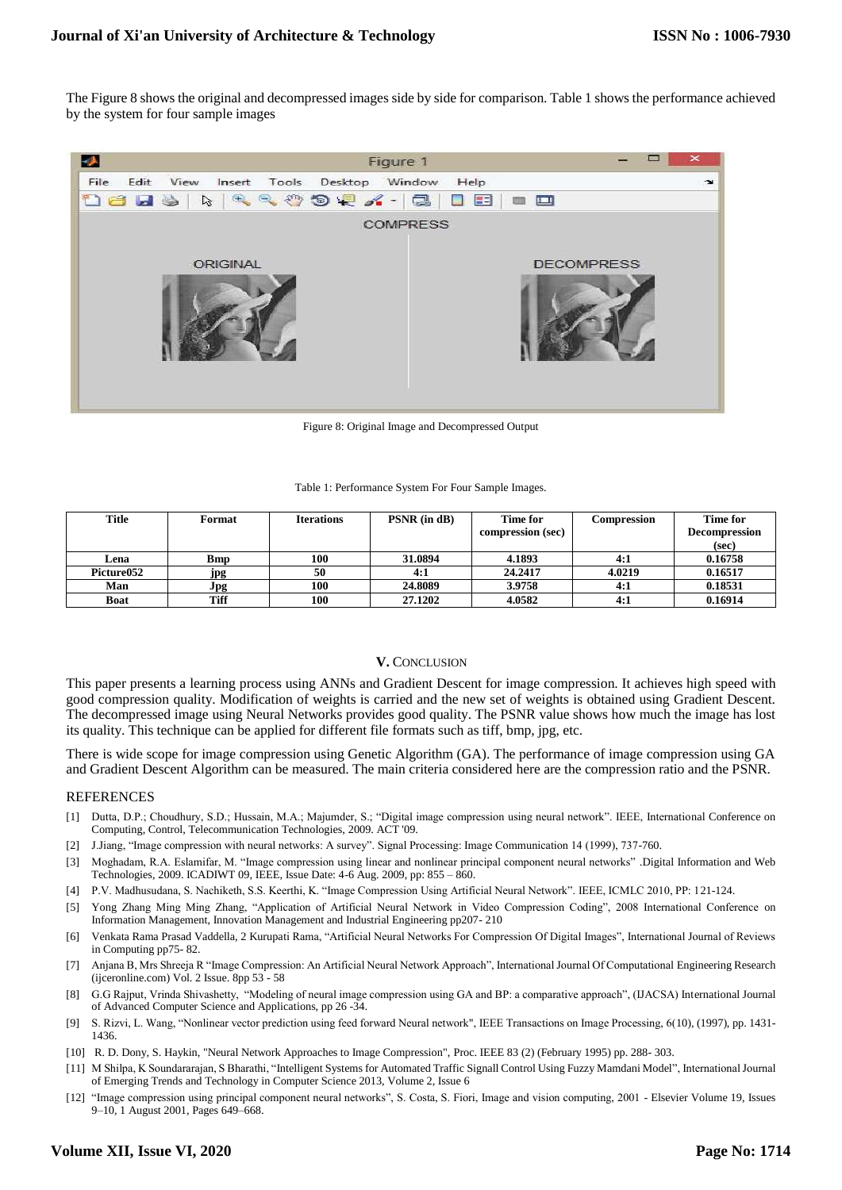The Figure 8 shows the original and decompressed images side by side for comparison. Table 1 shows the performance achieved by the system for four sample images

Figure 8: Original Image and Decompressed Output

Table 1: Performance System For Four Sample Images.

| Title | Format | Iterations | PSNR (in dB) | Time for compression (sec) | Compression | Time for Decompression (sec) |
|---|---|---|---|---|---|---|
| Lena | Bmp | 100 | 31.0894 | 4.1893 | 4:1 | 0.16758 |
| Picture052 | jpg | 50 | 4:1 | 24.2417 | 4.0219 | 0.16517 |
| Man | Jpg | 100 | 24.8089 | 3.9758 | 4:1 | 0.18531 |
| Boat | Tiff | 100 | 27.1202 | 4.0582 | 4:1 | 0.16914 |

## V. Conclusion

This paper presents a learning process using ANNs and Gradient Descent for image compression. It achieves high speed with good compression quality. Modification of weights is carried and the new set of weights is obtained using Gradient Descent. The decompressed image using Neural Networks provides good quality. The PSNR value shows how much the image has lost its quality. This technique can be applied for different file formats such as tiff, bmp, jpg, etc.

There is wide scope for image compression using Genetic Algorithm (GA). The performance of image compression using GA and Gradient Descent Algorithm can be measured. The main criteria considered here are the compression ratio and the PSNR.

## REFERENCES

[1] Dutta, D.P.; Choudhury, S.D.; Hussain, M.A.; Majumder, S.; "Digital image compression using neural network". IEEE, International Conference on Computing, Control, Telecommunication Technologies, 2009. ACT '09.

[2] J.Jiang, "Image compression with neural networks: A survey". Signal Processing: Image Communication 14 (1999), 737-760.

[3] Moghadam, R.A. Eslamifar, M. "Image compression using linear and nonlinear principal component neural networks" .Digital Information and Web Technologies, 2009. ICADIWT 09, IEEE, Issue Date: 4-6 Aug. 2009, pp: 855 – 860.

[4] P.V. Madhusudana, S. Nachiketh, S.S. Keerthi, K. "Image Compression Using Artificial Neural Network". IEEE, ICMLC 2010, PP: 121-124.

[5] Yong Zhang Ming Ming Zhang, "Application of Artificial Neural Network in Video Compression Coding", 2008 International Conference on Information Management, Innovation Management and Industrial Engineering pp207- 210

[6] Venkata Rama Prasad Vaddella, 2 Kurupati Rama, "Artificial Neural Networks For Compression Of Digital Images", International Journal of Reviews in Computing pp75- 82.

[7] Anjana B, Mrs Shreeja R "Image Compression: An Artificial Neural Network Approach", International Journal Of Computational Engineering Research (ijceronline.com) Vol. 2 Issue. 8pp 53 - 58

[8] G.G Rajput, Vrinda Shivashetty, "Modeling of neural image compression using GA and BP: a comparative approach", (IJACSA) International Journal of Advanced Computer Science and Applications, pp 26 -34.

[9] S. Rizvi, L. Wang, "Nonlinear vector prediction using feed forward Neural network", IEEE Transactions on Image Processing, 6(10), (1997), pp. 1431-1436.

[10] R. D. Dony, S. Haykin, "Neural Network Approaches to Image Compression", Proc. IEEE 83 (2) (February 1995) pp. 288- 303.

[11] M Shilpa, K Soundararajan, S Bharathi, "Intelligent Systems for Automated Traffic Signall Control Using Fuzzy Mamdani Model", International Journal of Emerging Trends and Technology in Computer Science 2013, Volume 2, Issue 6

[12] "Image compression using principal component neural networks", S. Costa, S. Fiori, Image and vision computing, 2001 - Elsevier Volume 19, Issues 9–10, 1 August 2001, Pages 649–668.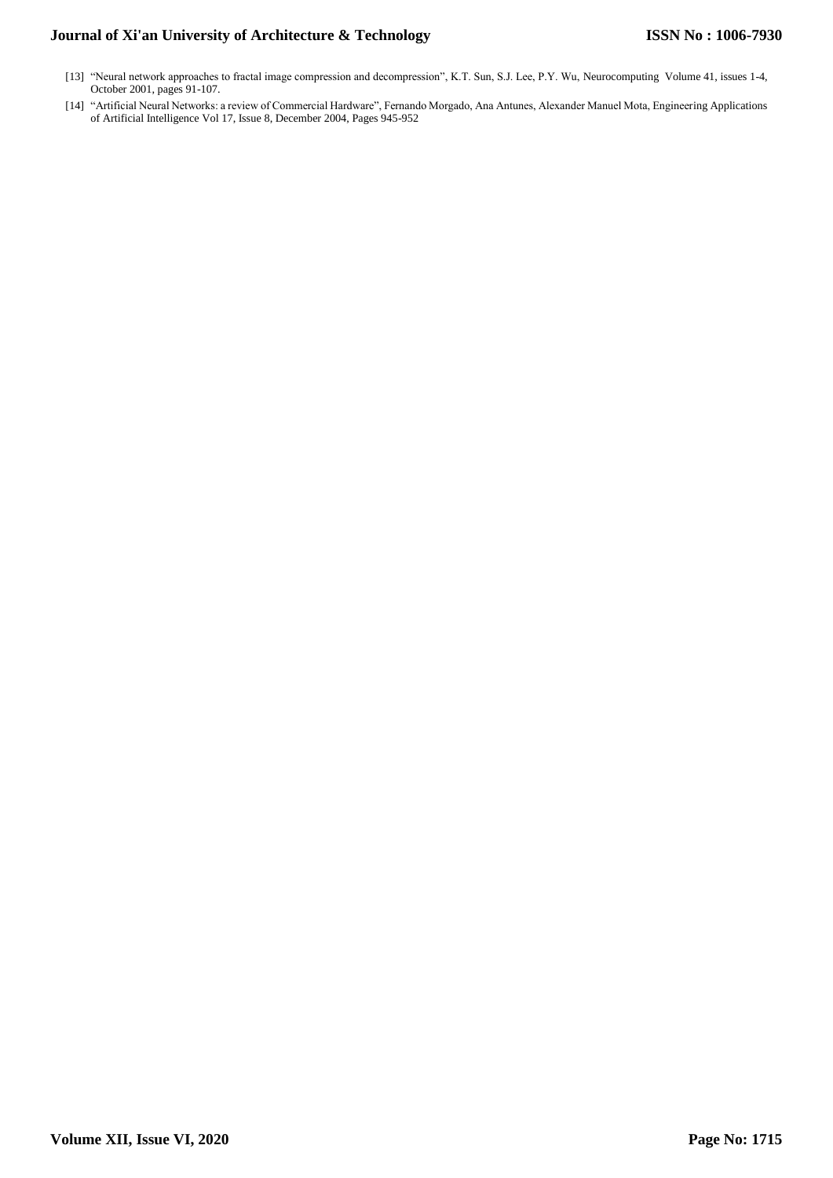[13] "Neural network approaches to fractal image compression and decompression", K.T. Sun, S.J. Lee, P.Y. Wu, Neurocomputing Volume 41, issues 1-4, October 2001, pages 91-107.

[14] "Artificial Neural Networks: a review of Commercial Hardware", Fernando Morgado, Ana Antunes, Alexander Manuel Mota, Engineering Applications of Artificial Intelligence Vol 17, Issue 8, December 2004, Pages 945-952